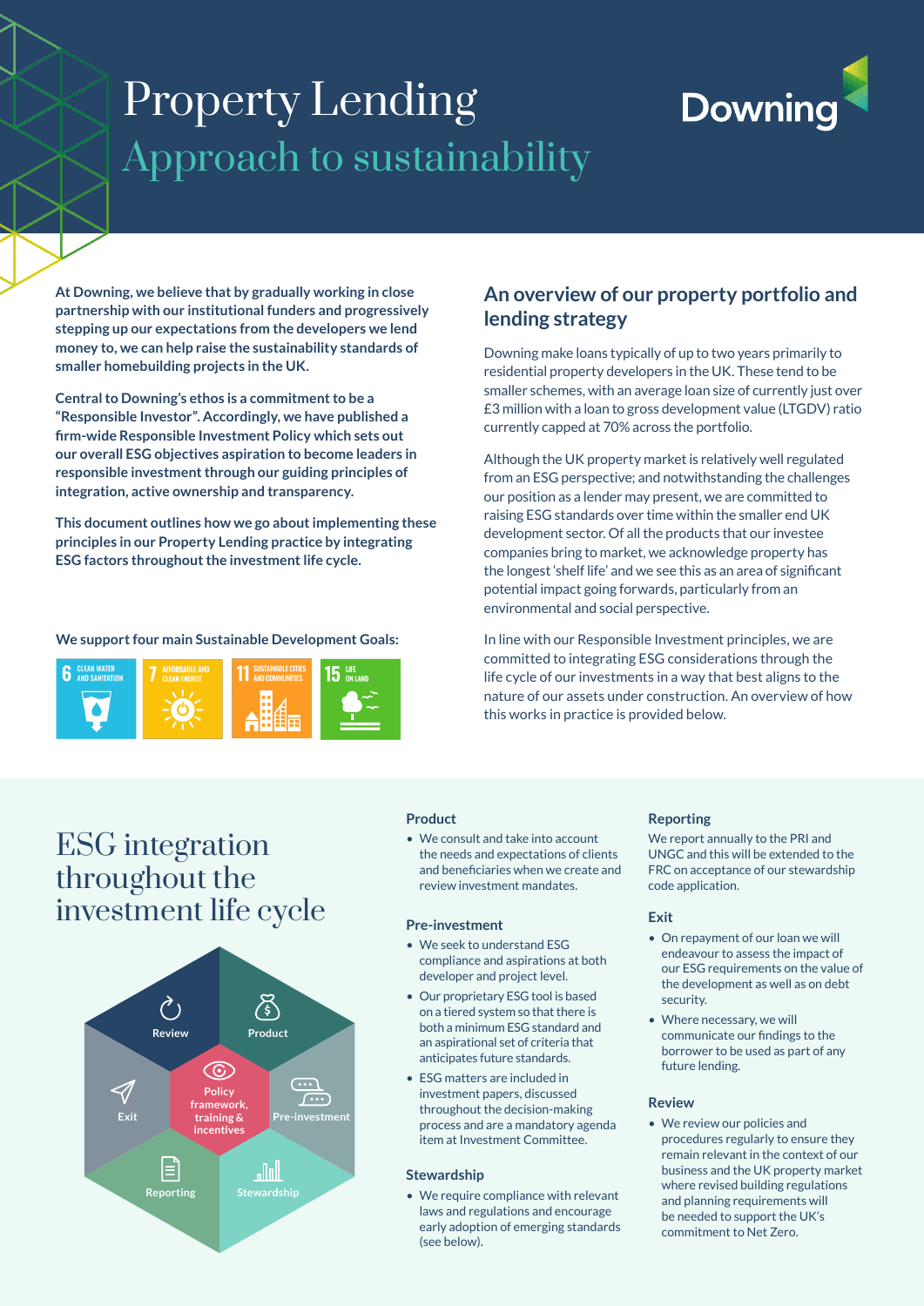# Property Lending
## Approach to sustainability

Downing

**At Downing, we believe that by gradually working in close partnership with our institutional funders and progressively stepping up our expectations from the developers we lend money to, we can help raise the sustainability standards of smaller homebuilding projects in the UK.**

**Central to Downing's ethos is a commitment to be a "Responsible Investor". Accordingly, we have published a firm-wide Responsible Investment Policy which sets out our overall ESG objectives aspiration to become leaders in responsible investment through our guiding principles of integration, active ownership and transparency.**

**This document outlines how we go about implementing these principles in our Property Lending practice by integrating ESG factors throughout the investment life cycle.**

**We support four main Sustainable Development Goals:**

6 CLEAN WATER AND SANITATION

7 AFFORDABLE AND CLEAN ENERGY

11 SUSTAINABLE CITIES AND COMMUNITIES

15 LIFE ON LAND

## An overview of our property portfolio and lending strategy

Downing make loans typically of up to two years primarily to residential property developers in the UK. These tend to be smaller schemes, with an average loan size of currently just over £3 million with a loan to gross development value (LTGDV) ratio currently capped at 70% across the portfolio.

Although the UK property market is relatively well regulated from an ESG perspective; and notwithstanding the challenges our position as a lender may present, we are committed to raising ESG standards over time within the smaller end UK development sector. Of all the products that our investee companies bring to market, we acknowledge property has the longest 'shelf life' and we see this as an area of significant potential impact going forwards, particularly from an environmental and social perspective.

In line with our Responsible Investment principles, we are committed to integrating ESG considerations through the life cycle of our investments in a way that best aligns to the nature of our assets under construction. An overview of how this works in practice is provided below.

## ESG integration throughout the investment life cycle

Review
Product
Policy framework, training & incentives
Exit
Pre-investment
Reporting
Stewardship

### Product

- We consult and take into account the needs and expectations of clients and beneficiaries when we create and review investment mandates.

### Pre-investment

- We seek to understand ESG compliance and aspirations at both developer and project level.
- Our proprietary ESG tool is based on a tiered system so that there is both a minimum ESG standard and an aspirational set of criteria that anticipates future standards.
- ESG matters are included in investment papers, discussed throughout the decision-making process and are a mandatory agenda item at Investment Committee.

### Stewardship

- We require compliance with relevant laws and regulations and encourage early adoption of emerging standards (see below).

### Reporting

We report annually to the PRI and UNGC and this will be extended to the FRC on acceptance of our stewardship code application.

### Exit

- On repayment of our loan we will endeavour to assess the impact of our ESG requirements on the value of the development as well as on debt security.
- Where necessary, we will communicate our findings to the borrower to be used as part of any future lending.

### Review

- We review our policies and procedures regularly to ensure they remain relevant in the context of our business and the UK property market where revised building regulations and planning requirements will be needed to support the UK's commitment to Net Zero.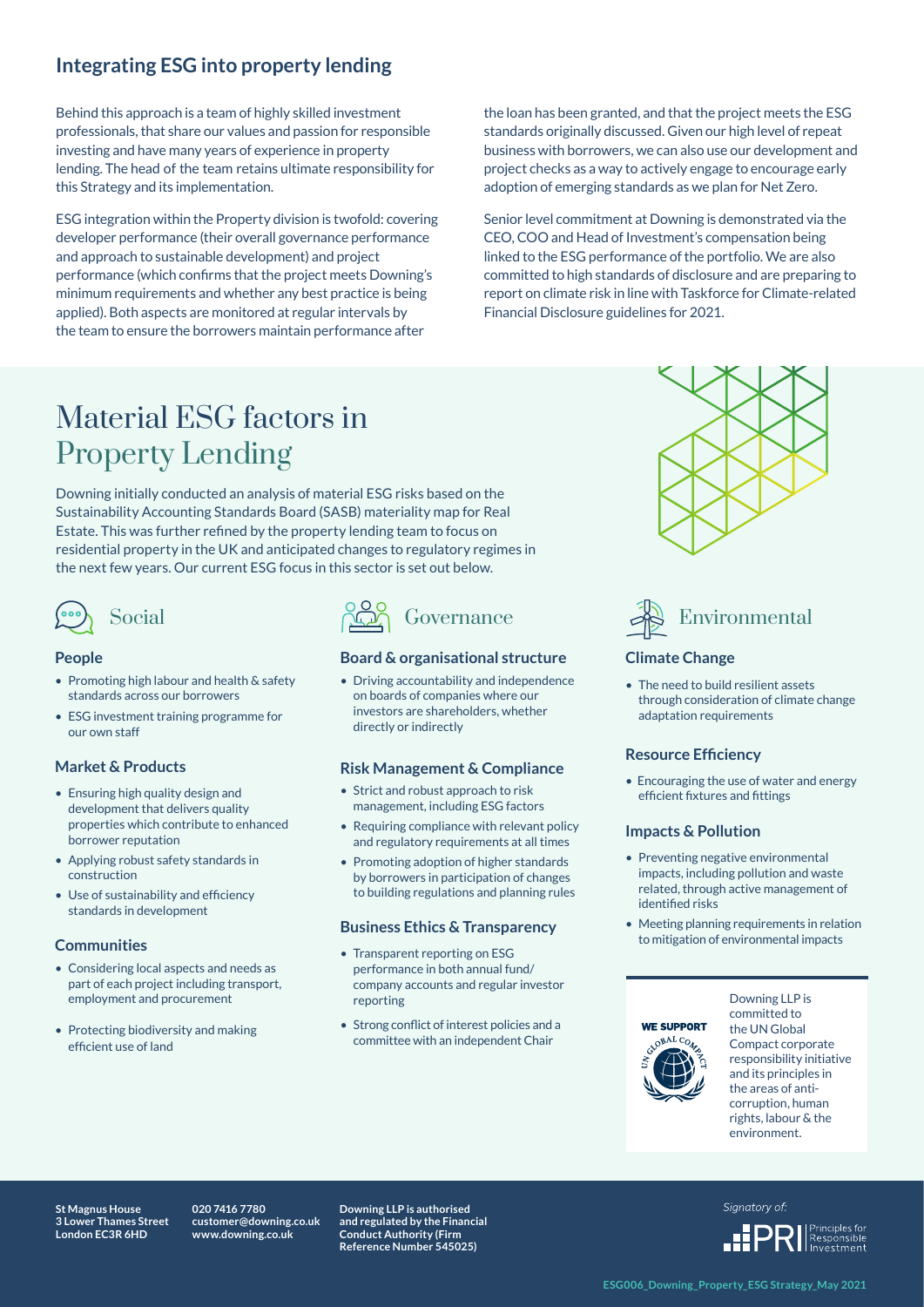## Integrating ESG into property lending

Behind this approach is a team of highly skilled investment professionals, that share our values and passion for responsible investing and have many years of experience in property lending. The head of the team retains ultimate responsibility for this Strategy and its implementation.

ESG integration within the Property division is twofold: covering developer performance (their overall governance performance and approach to sustainable development) and project performance (which confirms that the project meets Downing's minimum requirements and whether any best practice is being applied). Both aspects are monitored at regular intervals by the team to ensure the borrowers maintain performance after the loan has been granted, and that the project meets the ESG standards originally discussed. Given our high level of repeat business with borrowers, we can also use our development and project checks as a way to actively engage to encourage early adoption of emerging standards as we plan for Net Zero.

Senior level commitment at Downing is demonstrated via the CEO, COO and Head of Investment's compensation being linked to the ESG performance of the portfolio. We are also committed to high standards of disclosure and are preparing to report on climate risk in line with Taskforce for Climate-related Financial Disclosure guidelines for 2021.

# Material ESG factors in Property Lending

Downing initially conducted an analysis of material ESG risks based on the Sustainability Accounting Standards Board (SASB) materiality map for Real Estate. This was further refined by the property lending team to focus on residential property in the UK and anticipated changes to regulatory regimes in the next few years. Our current ESG focus in this sector is set out below.

## Social

### People

- Promoting high labour and health & safety standards across our borrowers
- ESG investment training programme for our own staff

### Market & Products

- Ensuring high quality design and development that delivers quality properties which contribute to enhanced borrower reputation
- Applying robust safety standards in construction
- Use of sustainability and efficiency standards in development

### Communities

- Considering local aspects and needs as part of each project including transport, employment and procurement
- Protecting biodiversity and making efficient use of land

## Governance

### Board & organisational structure

- Driving accountability and independence on boards of companies where our investors are shareholders, whether directly or indirectly

### Risk Management & Compliance

- Strict and robust approach to risk management, including ESG factors
- Requiring compliance with relevant policy and regulatory requirements at all times
- Promoting adoption of higher standards by borrowers in participation of changes to building regulations and planning rules

### Business Ethics & Transparency

- Transparent reporting on ESG performance in both annual fund/company accounts and regular investor reporting
- Strong conflict of interest policies and a committee with an independent Chair

## Environmental

### Climate Change

- The need to build resilient assets through consideration of climate change adaptation requirements

### Resource Efficiency

- Encouraging the use of water and energy efficient fixtures and fittings

### Impacts & Pollution

- Preventing negative environmental impacts, including pollution and waste related, through active management of identified risks
- Meeting planning requirements in relation to mitigation of environmental impacts

WE SUPPORT UN GLOBAL COMPACT

Downing LLP is committed to the UN Global Compact corporate responsibility initiative and its principles in the areas of anti-corruption, human rights, labour & the environment.

**St Magnus House**
**3 Lower Thames Street**
**London EC3R 6HD**

**020 7416 7780**
**customer@downing.co.uk**
**www.downing.co.uk**

**Downing LLP is authorised and regulated by the Financial Conduct Authority (Firm Reference Number 545025)**

*Signatory of:*
PRI Principles for Responsible Investment

ESG006_Downing_Property_ESG Strategy_May 2021